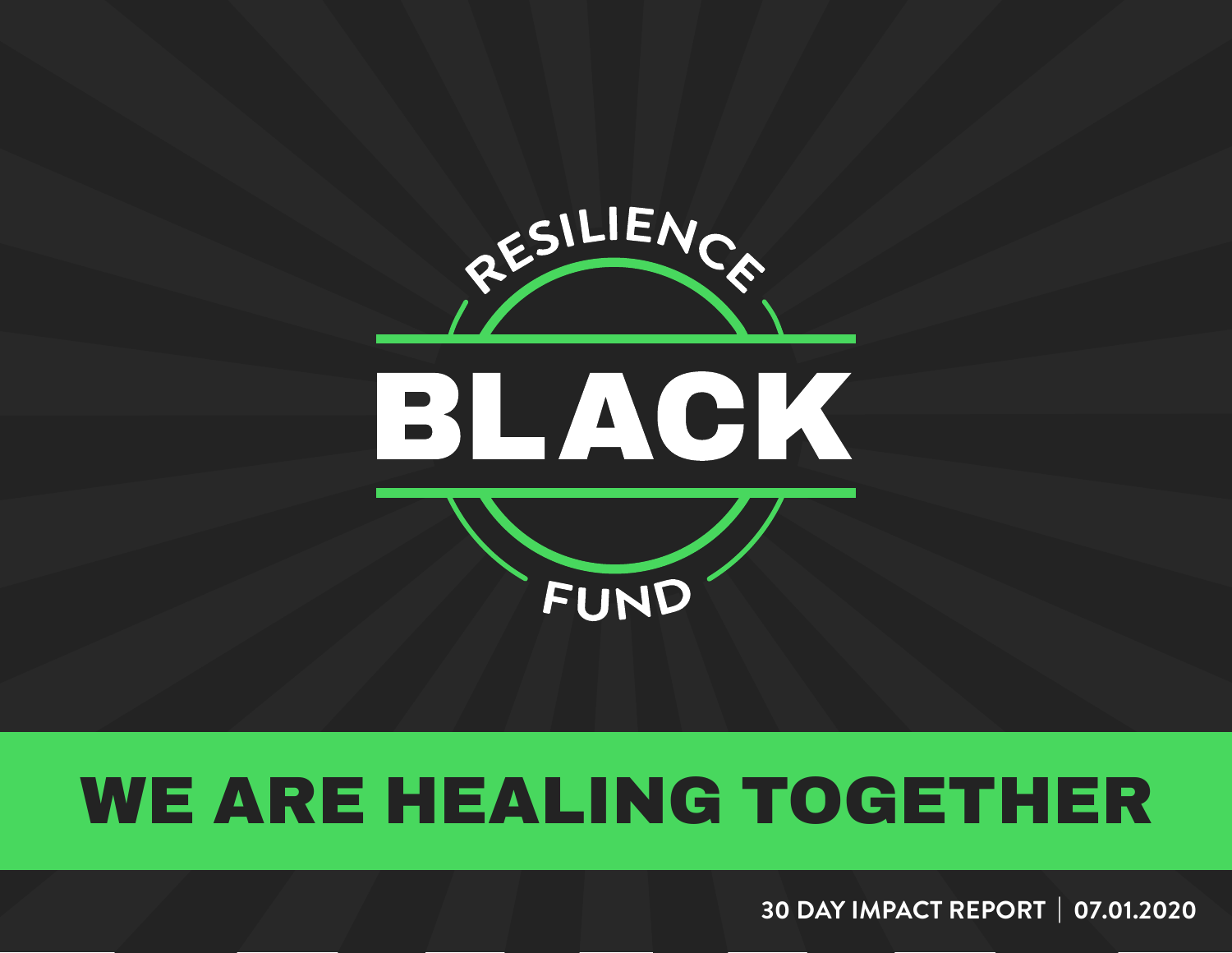# RESILIENCE BLACK FUND

## WE ARE HEALING TOGETHER

**30 DAY IMPACT REPORT | 07.01.2020**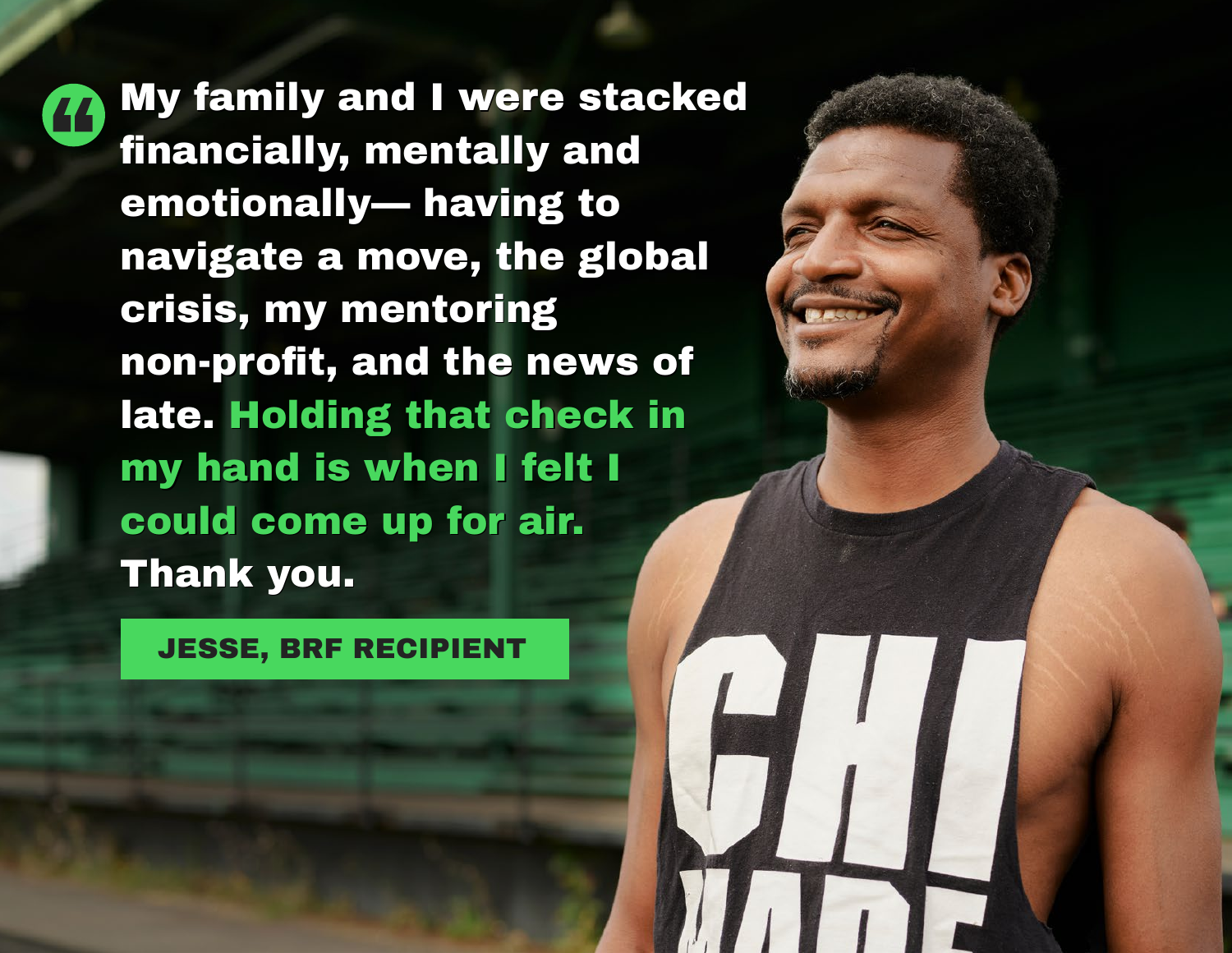> My family and I were stacked financially, mentally and emotionally— having to navigate a move, the global crisis, my mentoring non-profit, and the news of late. **Holding that check in my hand is when I felt I could come up for air.** Thank you.

**JESSE, BRF RECIPIENT**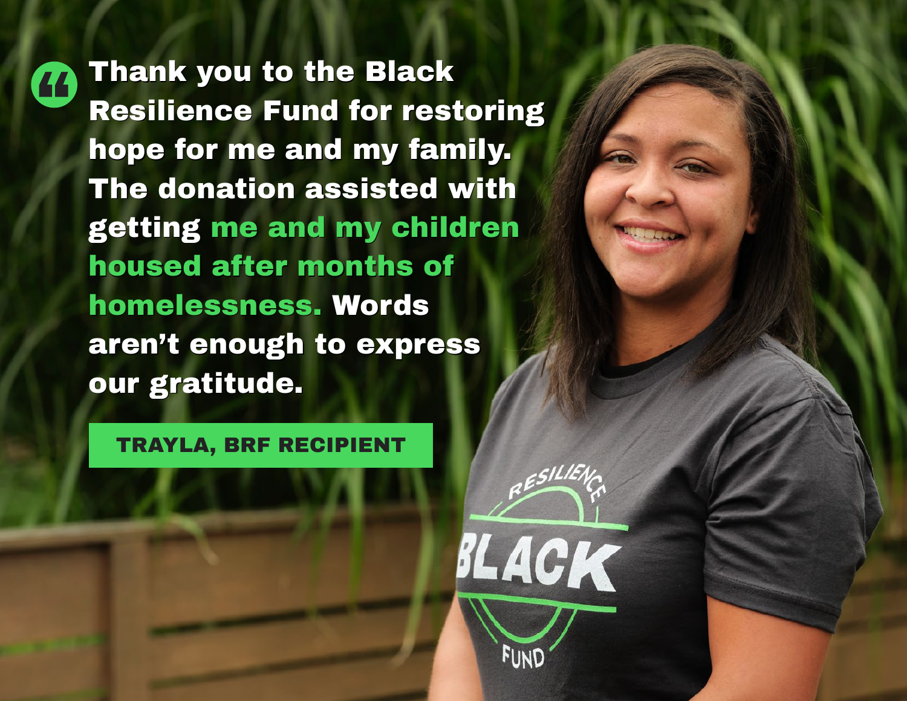> Thank you to the Black Resilience Fund for restoring hope for me and my family. The donation assisted with getting **me and my children housed after months of homelessness.** Words aren't enough to express our gratitude.

**TRAYLA, BRF RECIPIENT**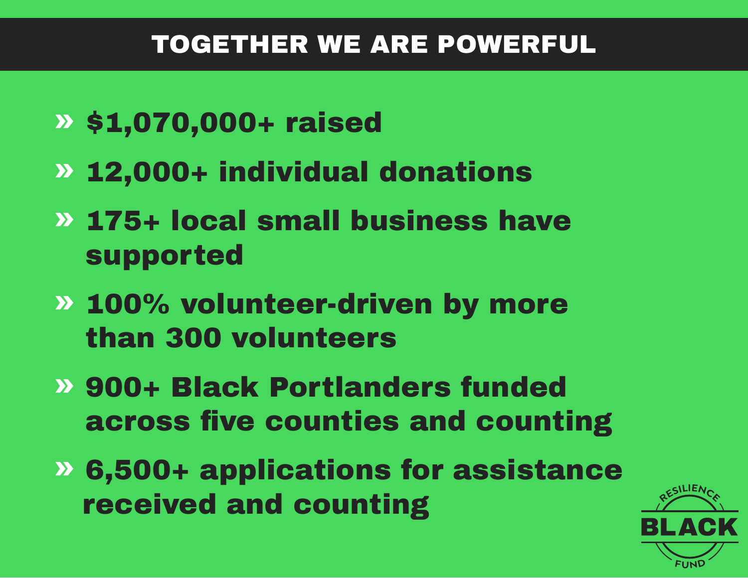## TOGETHER WE ARE POWERFUL

- **$1,070,000+ raised**
- **12,000+ individual donations**
- **175+ local small business have supported**
- **100% volunteer-driven by more than 300 volunteers**
- **900+ Black Portlanders funded across five counties and counting**
- **6,500+ applications for assistance received and counting**

RESILIENCE BLACK FUND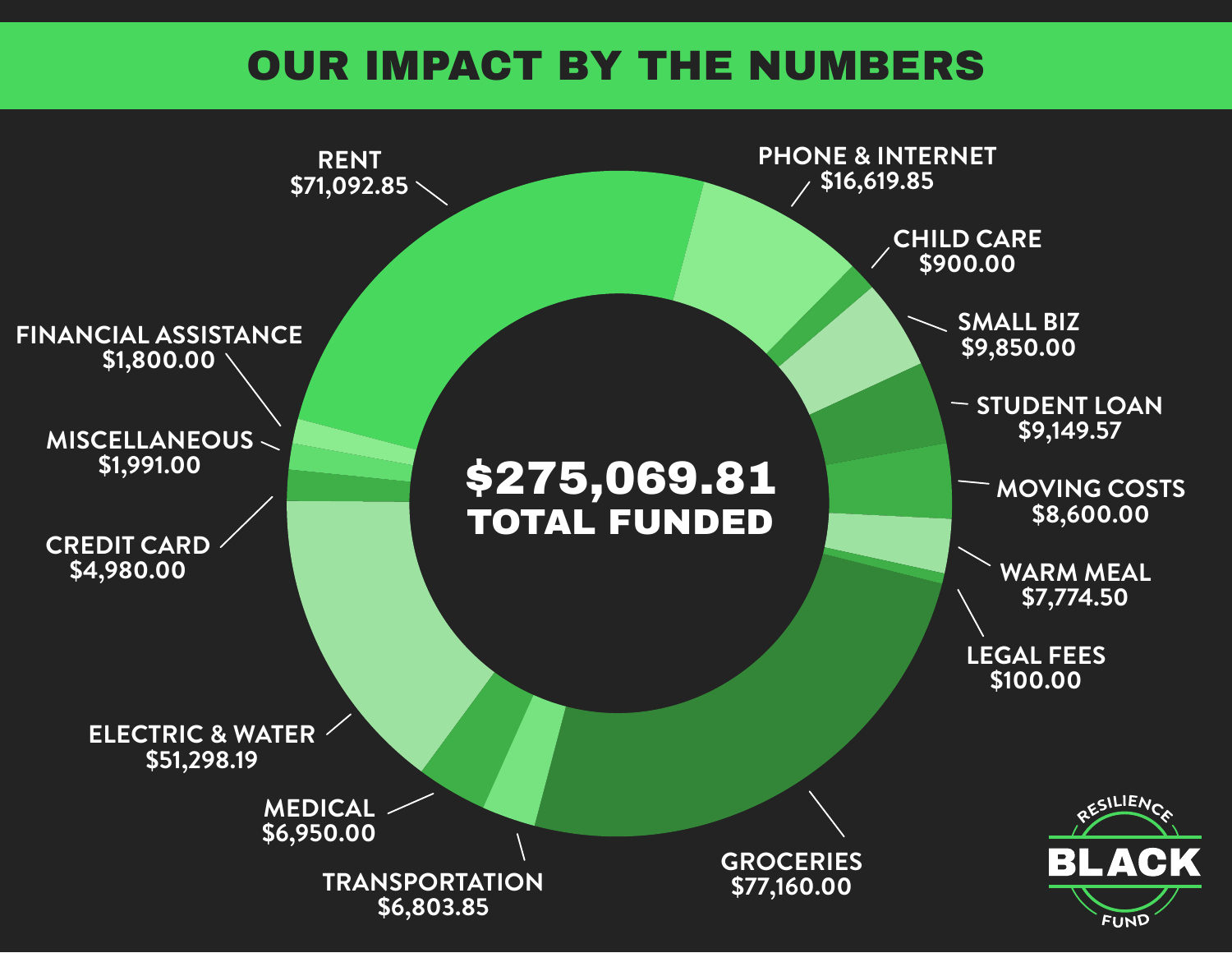# OUR IMPACT BY THE NUMBERS

**$275,069.81 TOTAL FUNDED**

| Category | Amount |
| --- | --- |
| RENT | $71,092.85 |
| PHONE & INTERNET | $16,619.85 |
| CHILD CARE | $900.00 |
| SMALL BIZ | $9,850.00 |
| STUDENT LOAN | $9,149.57 |
| MOVING COSTS | $8,600.00 |
| WARM MEAL | $7,774.50 |
| LEGAL FEES | $100.00 |
| GROCERIES | $77,160.00 |
| TRANSPORTATION | $6,803.85 |
| MEDICAL | $6,950.00 |
| ELECTRIC & WATER | $51,298.19 |
| CREDIT CARD | $4,980.00 |
| MISCELLANEOUS | $1,991.00 |
| FINANCIAL ASSISTANCE | $1,800.00 |

BLACK RESILIENCE FUND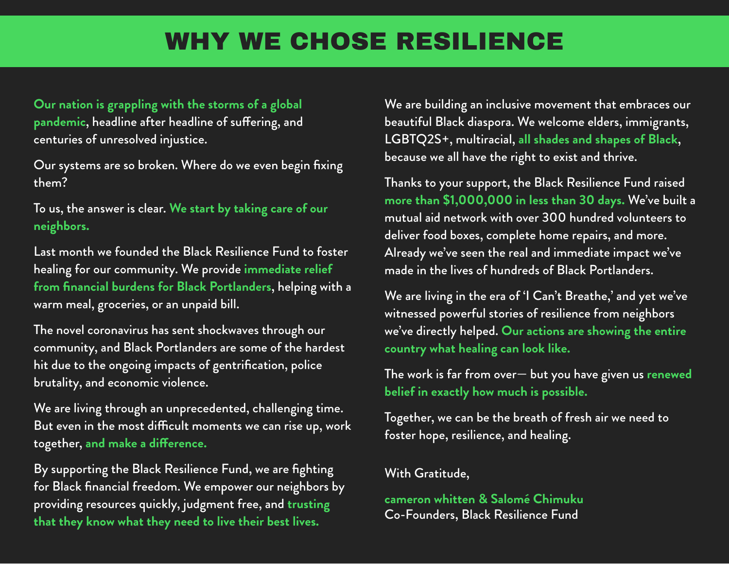# WHY WE CHOSE RESILIENCE

**Our nation is grappling with the storms of a global pandemic**, headline after headline of suffering, and centuries of unresolved injustice.

Our systems are so broken. Where do we even begin fixing them?

To us, the answer is clear. **We start by taking care of our neighbors.**

Last month we founded the Black Resilience Fund to foster healing for our community. We provide **immediate relief from financial burdens for Black Portlanders**, helping with a warm meal, groceries, or an unpaid bill.

The novel coronavirus has sent shockwaves through our community, and Black Portlanders are some of the hardest hit due to the ongoing impacts of gentrification, police brutality, and economic violence.

We are living through an unprecedented, challenging time. But even in the most difficult moments we can rise up, work together, **and make a difference.**

By supporting the Black Resilience Fund, we are fighting for Black financial freedom. We empower our neighbors by providing resources quickly, judgment free, and **trusting that they know what they need to live their best lives.**

We are building an inclusive movement that embraces our beautiful Black diaspora. We welcome elders, immigrants, LGBTQ2S+, multiracial, **all shades and shapes of Black**, because we all have the right to exist and thrive.

Thanks to your support, the Black Resilience Fund raised **more than $1,000,000 in less than 30 days.** We've built a mutual aid network with over 300 hundred volunteers to deliver food boxes, complete home repairs, and more. Already we've seen the real and immediate impact we've made in the lives of hundreds of Black Portlanders.

We are living in the era of 'I Can't Breathe,' and yet we've witnessed powerful stories of resilience from neighbors we've directly helped. **Our actions are showing the entire country what healing can look like.**

The work is far from over— but you have given us **renewed belief in exactly how much is possible.**

Together, we can be the breath of fresh air we need to foster hope, resilience, and healing.

With Gratitude,

**cameron whitten & Salomé Chimuku**
Co-Founders, Black Resilience Fund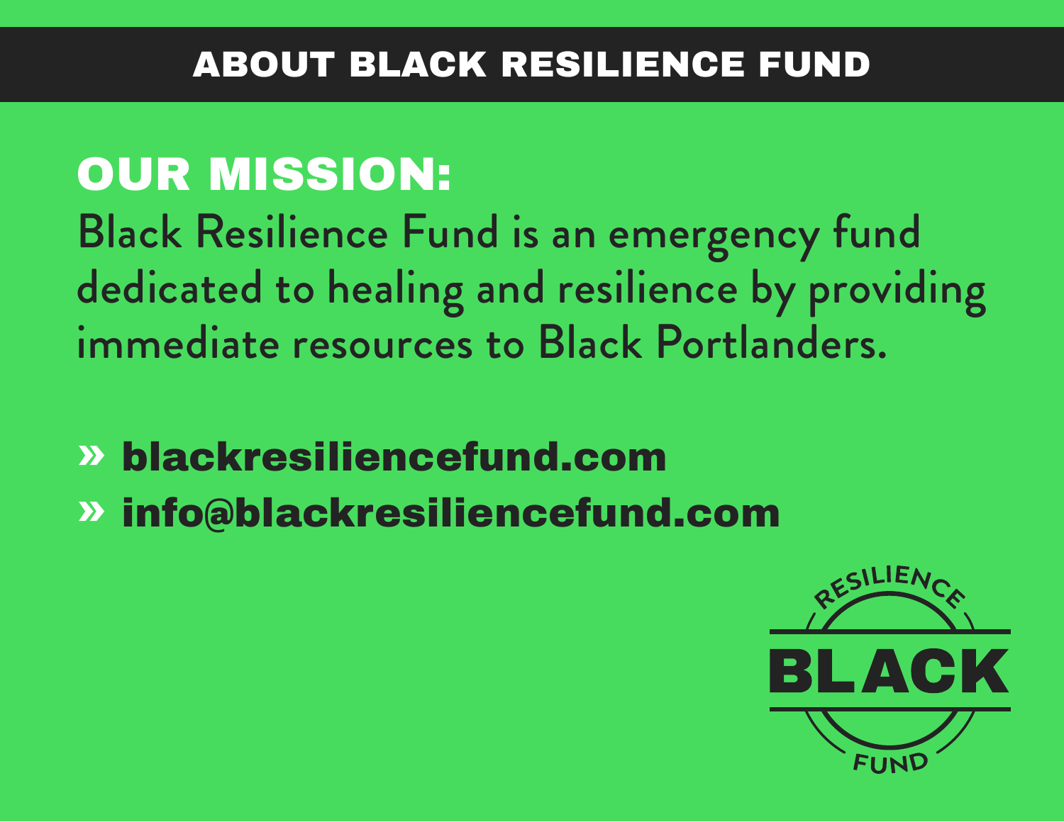# ABOUT BLACK RESILIENCE FUND

## OUR MISSION:

Black Resilience Fund is an emergency fund dedicated to healing and resilience by providing immediate resources to Black Portlanders.

- » **blackresiliencefund.com**
- » **info@blackresiliencefund.com**

RESILIENCE BLACK FUND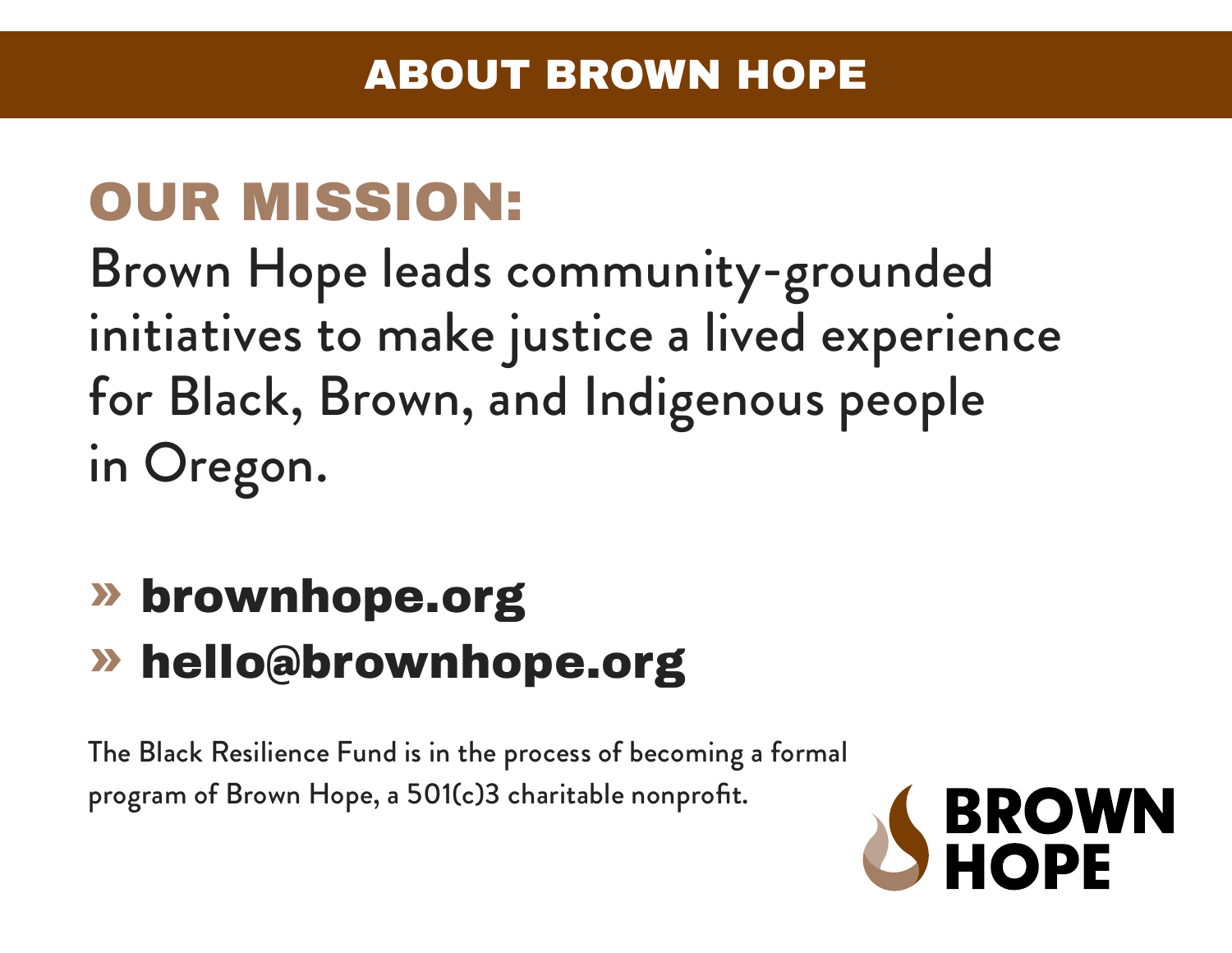# ABOUT BROWN HOPE

## OUR MISSION:

Brown Hope leads community-grounded initiatives to make justice a lived experience for Black, Brown, and Indigenous people in Oregon.

- » **brownhope.org**
- » **hello@brownhope.org**

The Black Resilience Fund is in the process of becoming a formal program of Brown Hope, a 501(c)3 charitable nonprofit.

BROWN HOPE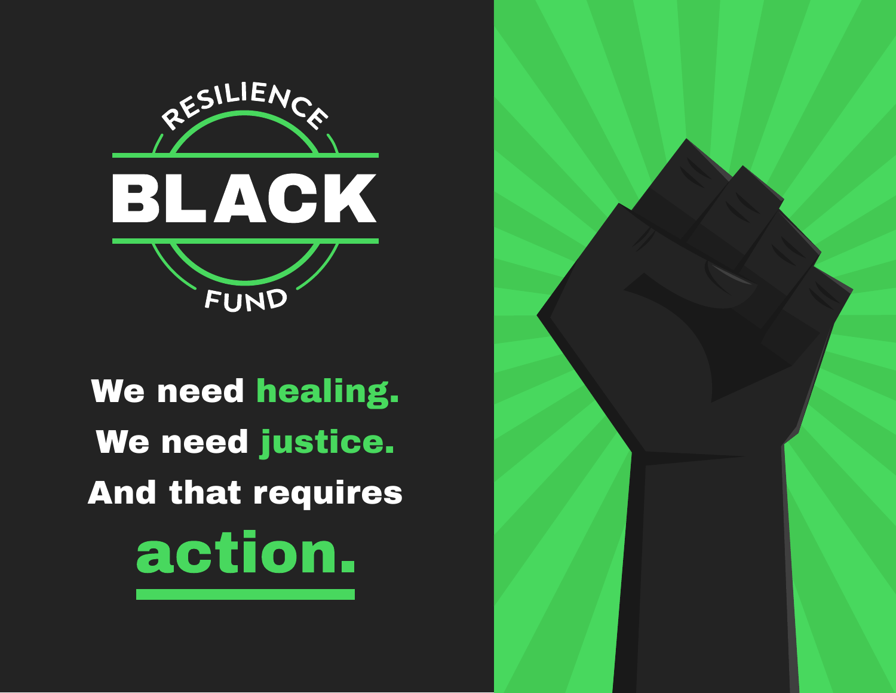RESILIENCE

# BLACK

FUND

**We need healing.**

**We need justice.**

**And that requires**

# action.